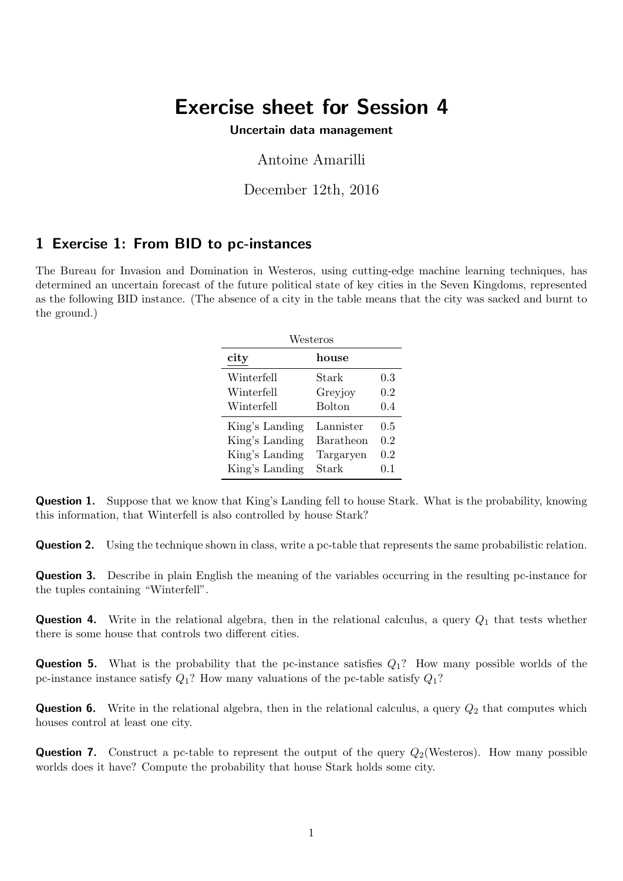# Exercise sheet for Session 4

**Uncertain data management**

Antoine Amarilli

December 12th, 2016

## 1 Exercise 1: From BID to pc-instances

The Bureau for Invasion and Domination in Westeros, using cutting-edge machine learning techniques, has determined an uncertain forecast of the future political state of key cities in the Seven Kingdoms, represented as the following BID instance. (The absence of a city in the table means that the city was sacked and burnt to the ground.)

Westeros

| city | house | |
|---|---|---|
| Winterfell | Stark | 0.3 |
| Winterfell | Greyjoy | 0.2 |
| Winterfell | Bolton | 0.4 |
| King's Landing | Lannister | 0.5 |
| King's Landing | Baratheon | 0.2 |
| King's Landing | Targaryen | 0.2 |
| King's Landing | Stark | 0.1 |

**Question 1.** Suppose that we know that King's Landing fell to house Stark. What is the probability, knowing this information, that Winterfell is also controlled by house Stark?

**Question 2.** Using the technique shown in class, write a pc-table that represents the same probabilistic relation.

**Question 3.** Describe in plain English the meaning of the variables occurring in the resulting pc-instance for the tuples containing "Winterfell".

**Question 4.** Write in the relational algebra, then in the relational calculus, a query $Q_1$ that tests whether there is some house that controls two different cities.

**Question 5.** What is the probability that the pc-instance satisfies $Q_1$? How many possible worlds of the pc-instance instance satisfy $Q_1$? How many valuations of the pc-table satisfy $Q_1$?

**Question 6.** Write in the relational algebra, then in the relational calculus, a query $Q_2$ that computes which houses control at least one city.

**Question 7.** Construct a pc-table to represent the output of the query $Q_2$(Westeros). How many possible worlds does it have? Compute the probability that house Stark holds some city.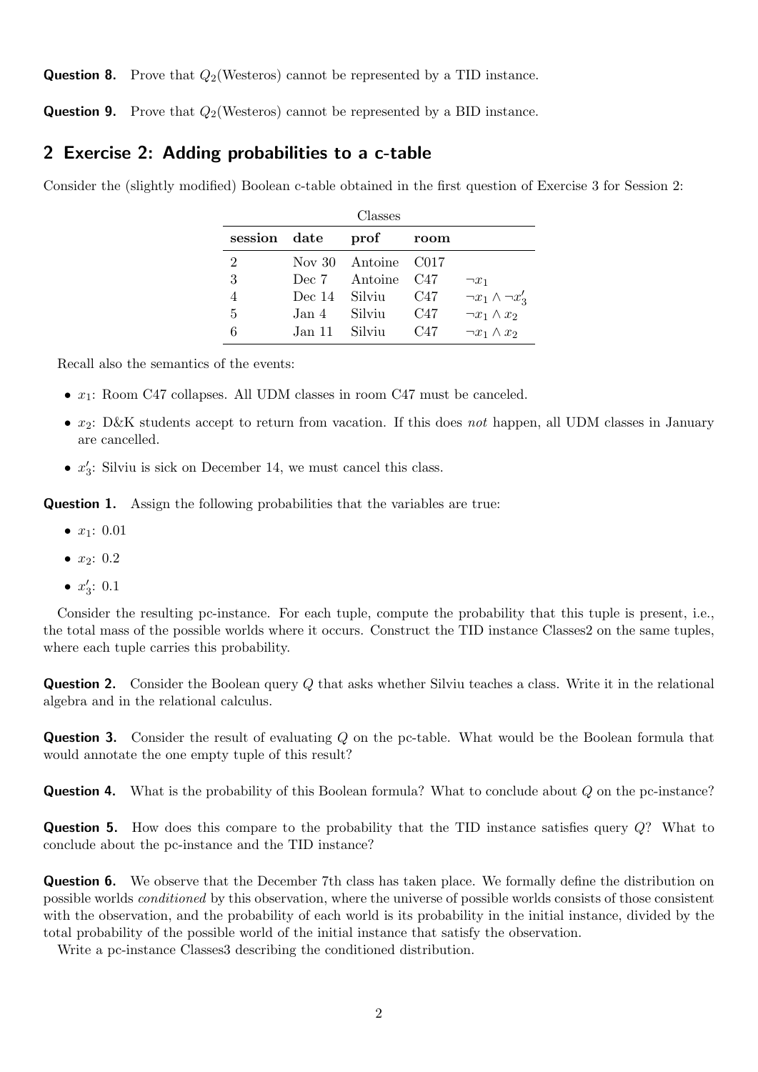**Question 8.** Prove that $Q_2$(Westeros) cannot be represented by a TID instance.

**Question 9.** Prove that $Q_2$(Westeros) cannot be represented by a BID instance.

## 2 Exercise 2: Adding probabilities to a c-table

Consider the (slightly modified) Boolean c-table obtained in the first question of Exercise 3 for Session 2:

Classes

| session | date | prof | room | |
|---|---|---|---|---|
| 2 | Nov 30 | Antoine | C017 | |
| 3 | Dec 7 | Antoine | C47 | $\neg x_1$ |
| 4 | Dec 14 | Silviu | C47 | $\neg x_1 \wedge \neg x_3'$ |
| 5 | Jan 4 | Silviu | C47 | $\neg x_1 \wedge x_2$ |
| 6 | Jan 11 | Silviu | C47 | $\neg x_1 \wedge x_2$ |

Recall also the semantics of the events:

- $x_1$: Room C47 collapses. All UDM classes in room C47 must be canceled.
- $x_2$: D&K students accept to return from vacation. If this does *not* happen, all UDM classes in January are cancelled.
- $x_3'$: Silviu is sick on December 14, we must cancel this class.

**Question 1.** Assign the following probabilities that the variables are true:

- $x_1$: 0.01
- $x_2$: 0.2
- $x_3'$: 0.1

Consider the resulting pc-instance. For each tuple, compute the probability that this tuple is present, i.e., the total mass of the possible worlds where it occurs. Construct the TID instance Classes2 on the same tuples, where each tuple carries this probability.

**Question 2.** Consider the Boolean query $Q$ that asks whether Silviu teaches a class. Write it in the relational algebra and in the relational calculus.

**Question 3.** Consider the result of evaluating $Q$ on the pc-table. What would be the Boolean formula that would annotate the one empty tuple of this result?

**Question 4.** What is the probability of this Boolean formula? What to conclude about $Q$ on the pc-instance?

**Question 5.** How does this compare to the probability that the TID instance satisfies query $Q$? What to conclude about the pc-instance and the TID instance?

**Question 6.** We observe that the December 7th class has taken place. We formally define the distribution on possible worlds *conditioned* by this observation, where the universe of possible worlds consists of those consistent with the observation, and the probability of each world is its probability in the initial instance, divided by the total probability of the possible world of the initial instance that satisfy the observation.

Write a pc-instance Classes3 describing the conditioned distribution.